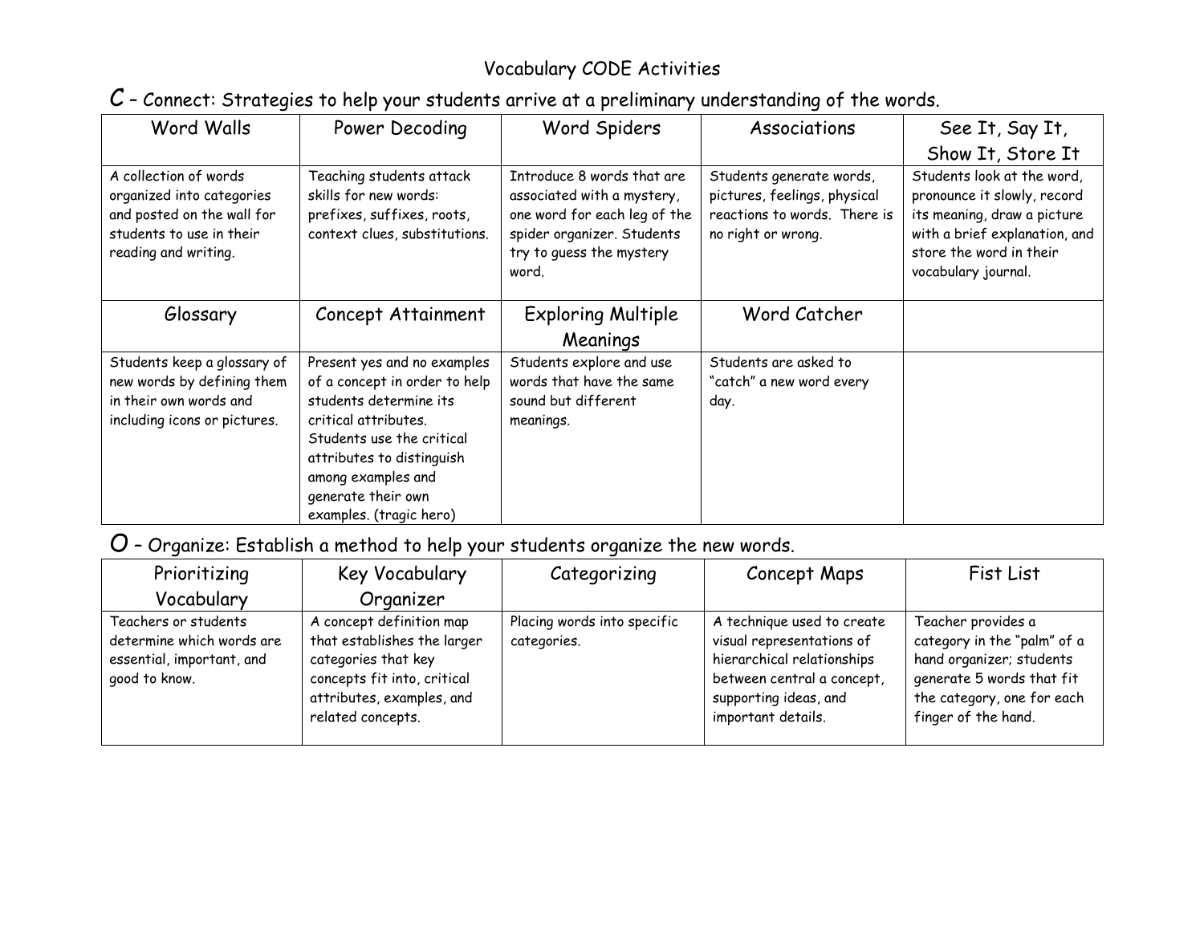# Vocabulary CODE Activities

## C – Connect: Strategies to help your students arrive at a preliminary understanding of the words.

| Word Walls | Power Decoding | Word Spiders | Associations | See It, Say It, Show It, Store It |
|---|---|---|---|---|
| A collection of words organized into categories and posted on the wall for students to use in their reading and writing. | Teaching students attack skills for new words: prefixes, suffixes, roots, context clues, substitutions. | Introduce 8 words that are associated with a mystery, one word for each leg of the spider organizer. Students try to guess the mystery word. | Students generate words, pictures, feelings, physical reactions to words. There is no right or wrong. | Students look at the word, pronounce it slowly, record its meaning, draw a picture with a brief explanation, and store the word in their vocabulary journal. |
| **Glossary** | **Concept Attainment** | **Exploring Multiple Meanings** | **Word Catcher** | |
| Students keep a glossary of new words by defining them in their own words and including icons or pictures. | Present yes and no examples of a concept in order to help students determine its critical attributes. Students use the critical attributes to distinguish among examples and generate their own examples. (tragic hero) | Students explore and use words that have the same sound but different meanings. | Students are asked to "catch" a new word every day. | |

## O – Organize: Establish a method to help your students organize the new words.

| Prioritizing Vocabulary | Key Vocabulary Organizer | Categorizing | Concept Maps | Fist List |
|---|---|---|---|---|
| Teachers or students determine which words are essential, important, and good to know. | A concept definition map that establishes the larger categories that key concepts fit into, critical attributes, examples, and related concepts. | Placing words into specific categories. | A technique used to create visual representations of hierarchical relationships between central a concept, supporting ideas, and important details. | Teacher provides a category in the "palm" of a hand organizer; students generate 5 words that fit the category, one for each finger of the hand. |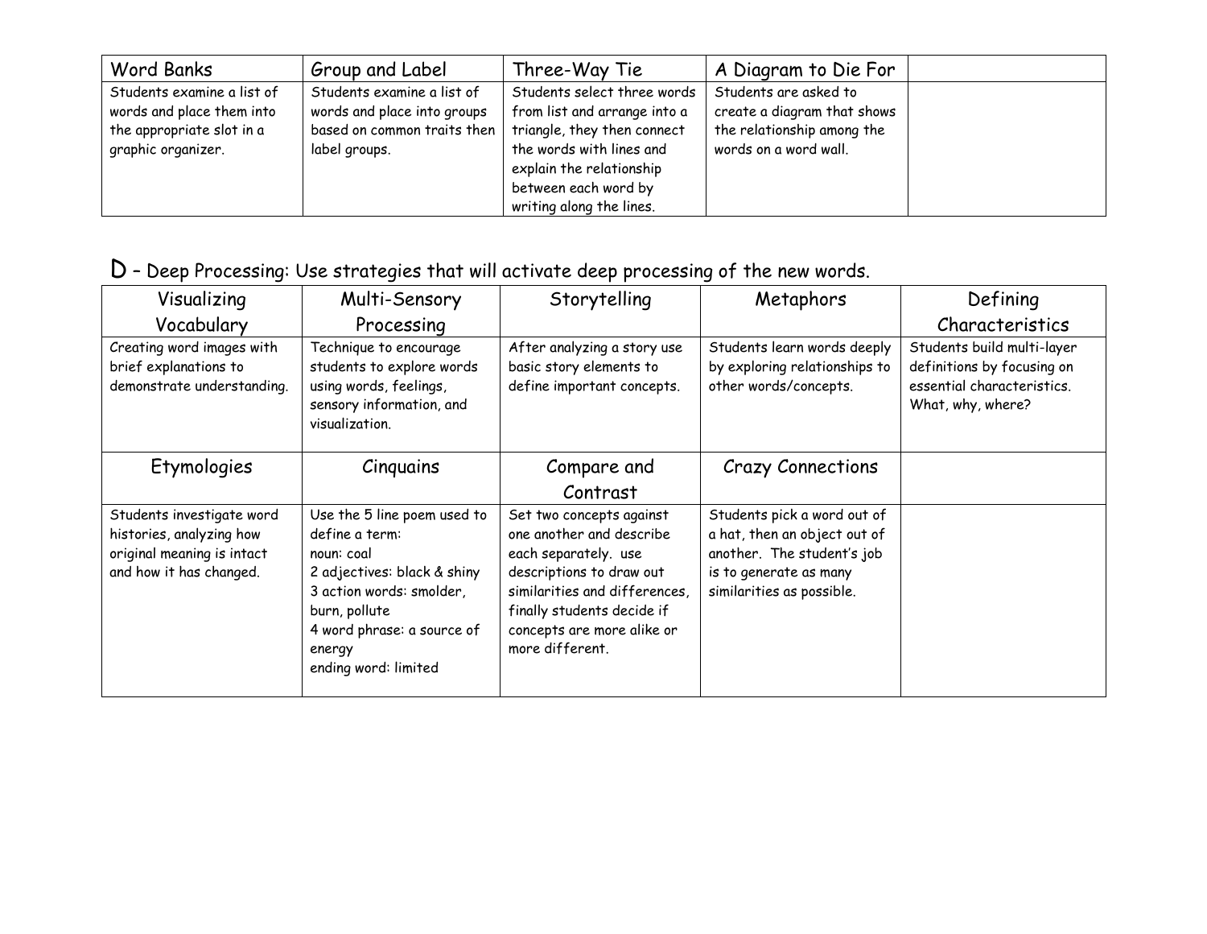| Word Banks | Group and Label | Three-Way Tie | A Diagram to Die For | |
|---|---|---|---|---|
| Students examine a list of words and place them into the appropriate slot in a graphic organizer. | Students examine a list of words and place into groups based on common traits then label groups. | Students select three words from list and arrange into a triangle, they then connect the words with lines and explain the relationship between each word by writing along the lines. | Students are asked to create a diagram that shows the relationship among the words on a word wall. | |

## D – Deep Processing: Use strategies that will activate deep processing of the new words.

| Visualizing Vocabulary | Multi-Sensory Processing | Storytelling | Metaphors | Defining Characteristics |
|---|---|---|---|---|
| Creating word images with brief explanations to demonstrate understanding. | Technique to encourage students to explore words using words, feelings, sensory information, and visualization. | After analyzing a story use basic story elements to define important concepts. | Students learn words deeply by exploring relationships to other words/concepts. | Students build multi-layer definitions by focusing on essential characteristics. What, why, where? |
| **Etymologies** | **Cinquains** | **Compare and Contrast** | **Crazy Connections** | |
| Students investigate word histories, analyzing how original meaning is intact and how it has changed. | Use the 5 line poem used to define a term:<br>noun: coal<br>2 adjectives: black & shiny<br>3 action words: smolder, burn, pollute<br>4 word phrase: a source of energy<br>ending word: limited | Set two concepts against one another and describe each separately. use descriptions to draw out similarities and differences, finally students decide if concepts are more alike or more different. | Students pick a word out of a hat, then an object out of another. The student's job is to generate as many similarities as possible. | |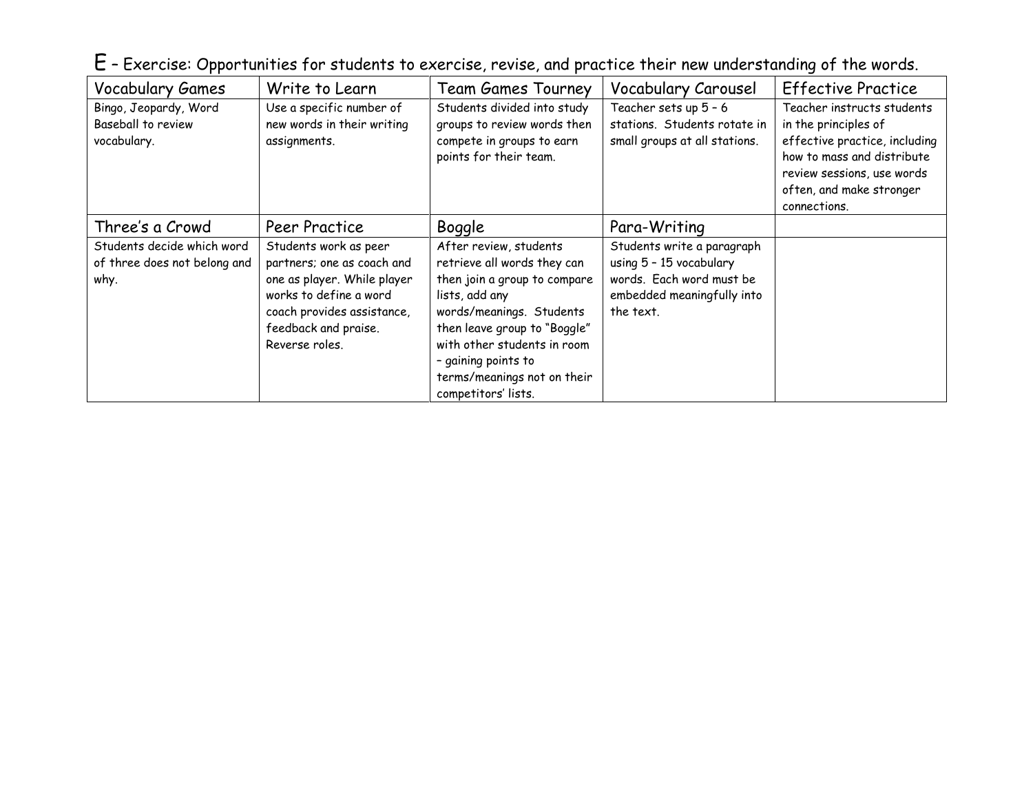E – Exercise: Opportunities for students to exercise, revise, and practice their new understanding of the words.

| Vocabulary Games | Write to Learn | Team Games Tourney | Vocabulary Carousel | Effective Practice |
|---|---|---|---|---|
| Bingo, Jeopardy, Word Baseball to review vocabulary. | Use a specific number of new words in their writing assignments. | Students divided into study groups to review words then compete in groups to earn points for their team. | Teacher sets up 5 – 6 stations. Students rotate in small groups at all stations. | Teacher instructs students in the principles of effective practice, including how to mass and distribute review sessions, use words often, and make stronger connections. |
| **Three's a Crowd** | **Peer Practice** | **Boggle** | **Para-Writing** | |
| Students decide which word of three does not belong and why. | Students work as peer partners; one as coach and one as player. While player works to define a word coach provides assistance, feedback and praise. Reverse roles. | After review, students retrieve all words they can then join a group to compare lists, add any words/meanings. Students then leave group to "Boggle" with other students in room – gaining points to terms/meanings not on their competitors' lists. | Students write a paragraph using 5 – 15 vocabulary words. Each word must be embedded meaningfully into the text. | |